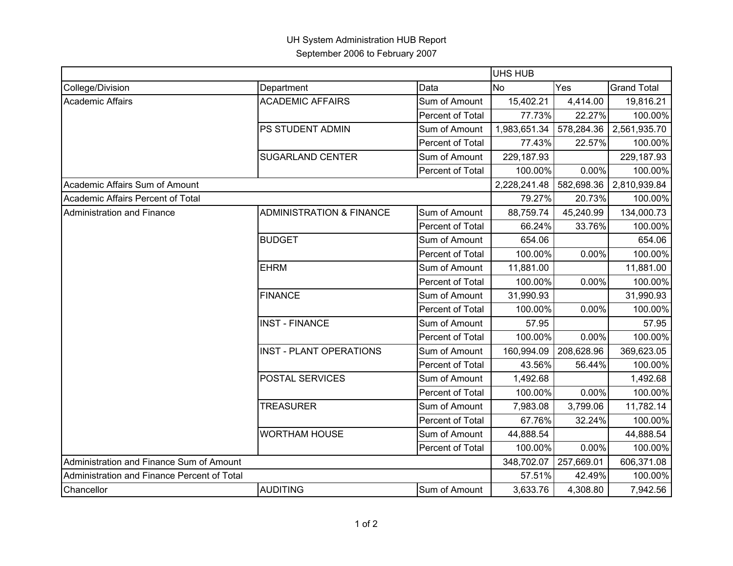UH System Administration HUB Report

September 2006 to February 2007

| | | | UHS HUB | | |
|---|---|---|---|---|---|
| College/Division | Department | Data | No | Yes | Grand Total |
| Academic Affairs | ACADEMIC AFFAIRS | Sum of Amount | 15,402.21 | 4,414.00 | 19,816.21 |
| | | Percent of Total | 77.73% | 22.27% | 100.00% |
| | PS STUDENT ADMIN | Sum of Amount | 1,983,651.34 | 578,284.36 | 2,561,935.70 |
| | | Percent of Total | 77.43% | 22.57% | 100.00% |
| | SUGARLAND CENTER | Sum of Amount | 229,187.93 | | 229,187.93 |
| | | Percent of Total | 100.00% | 0.00% | 100.00% |
| Academic Affairs Sum of Amount | | | 2,228,241.48 | 582,698.36 | 2,810,939.84 |
| Academic Affairs Percent of Total | | | 79.27% | 20.73% | 100.00% |
| Administration and Finance | ADMINISTRATION & FINANCE | Sum of Amount | 88,759.74 | 45,240.99 | 134,000.73 |
| | | Percent of Total | 66.24% | 33.76% | 100.00% |
| | BUDGET | Sum of Amount | 654.06 | | 654.06 |
| | | Percent of Total | 100.00% | 0.00% | 100.00% |
| | EHRM | Sum of Amount | 11,881.00 | | 11,881.00 |
| | | Percent of Total | 100.00% | 0.00% | 100.00% |
| | FINANCE | Sum of Amount | 31,990.93 | | 31,990.93 |
| | | Percent of Total | 100.00% | 0.00% | 100.00% |
| | INST - FINANCE | Sum of Amount | 57.95 | | 57.95 |
| | | Percent of Total | 100.00% | 0.00% | 100.00% |
| | INST - PLANT OPERATIONS | Sum of Amount | 160,994.09 | 208,628.96 | 369,623.05 |
| | | Percent of Total | 43.56% | 56.44% | 100.00% |
| | POSTAL SERVICES | Sum of Amount | 1,492.68 | | 1,492.68 |
| | | Percent of Total | 100.00% | 0.00% | 100.00% |
| | TREASURER | Sum of Amount | 7,983.08 | 3,799.06 | 11,782.14 |
| | | Percent of Total | 67.76% | 32.24% | 100.00% |
| | WORTHAM HOUSE | Sum of Amount | 44,888.54 | | 44,888.54 |
| | | Percent of Total | 100.00% | 0.00% | 100.00% |
| Administration and Finance Sum of Amount | | | 348,702.07 | 257,669.01 | 606,371.08 |
| Administration and Finance Percent of Total | | | 57.51% | 42.49% | 100.00% |
| Chancellor | AUDITING | Sum of Amount | 3,633.76 | 4,308.80 | 7,942.56 |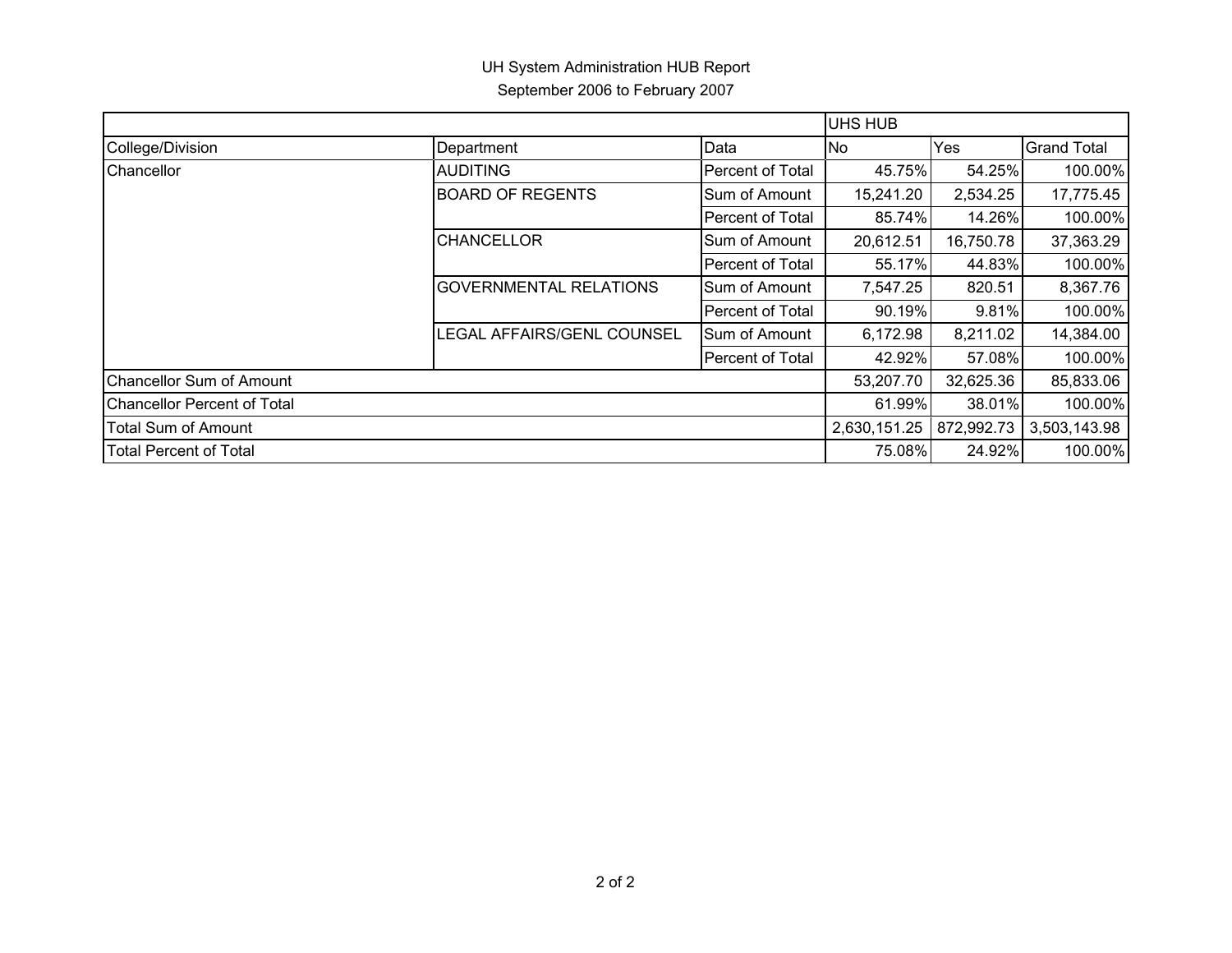UH System Administration HUB Report

September 2006 to February 2007

| | | | UHS HUB | | |
|---|---|---|---|---|---|
| College/Division | Department | Data | No | Yes | Grand Total |
| Chancellor | AUDITING | Percent of Total | 45.75% | 54.25% | 100.00% |
| | BOARD OF REGENTS | Sum of Amount | 15,241.20 | 2,534.25 | 17,775.45 |
| | | Percent of Total | 85.74% | 14.26% | 100.00% |
| | CHANCELLOR | Sum of Amount | 20,612.51 | 16,750.78 | 37,363.29 |
| | | Percent of Total | 55.17% | 44.83% | 100.00% |
| | GOVERNMENTAL RELATIONS | Sum of Amount | 7,547.25 | 820.51 | 8,367.76 |
| | | Percent of Total | 90.19% | 9.81% | 100.00% |
| | LEGAL AFFAIRS/GENL COUNSEL | Sum of Amount | 6,172.98 | 8,211.02 | 14,384.00 |
| | | Percent of Total | 42.92% | 57.08% | 100.00% |
| Chancellor Sum of Amount | | | 53,207.70 | 32,625.36 | 85,833.06 |
| Chancellor Percent of Total | | | 61.99% | 38.01% | 100.00% |
| Total Sum of Amount | | | 2,630,151.25 | 872,992.73 | 3,503,143.98 |
| Total Percent of Total | | | 75.08% | 24.92% | 100.00% |